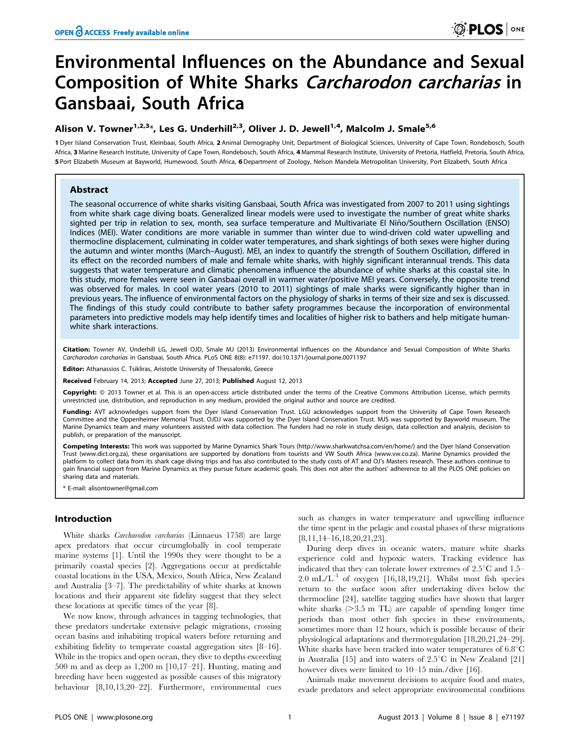# Environmental Influences on the Abundance and Sexual Composition of White Sharks *Carcharodon carcharias* in Gansbaai, South Africa

**Alison V. Towner[1,2,3]*, Les G. Underhill[2,3], Oliver J. D. Jewell[1,4], Malcolm J. Smale[5,6]**

1 Dyer Island Conservation Trust, Kleinbaai, South Africa, 2 Animal Demography Unit, Department of Biological Sciences, University of Cape Town, Rondebosch, South Africa, 3 Marine Research Institute, University of Cape Town, Rondebosch, South Africa, 4 Mammal Research Institute, University of Pretoria, Hatfield, Pretoria, South Africa, 5 Port Elizabeth Museum at Bayworld, Humewood, South Africa, 6 Department of Zoology, Nelson Mandela Metropolitan University, Port Elizabeth, South Africa

## Abstract

The seasonal occurrence of white sharks visiting Gansbaai, South Africa was investigated from 2007 to 2011 using sightings from white shark cage diving boats. Generalized linear models were used to investigate the number of great white sharks sighted per trip in relation to sex, month, sea surface temperature and Multivariate El Niño/Southern Oscillation (ENSO) Indices (MEI). Water conditions are more variable in summer than winter due to wind-driven cold water upwelling and thermocline displacement, culminating in colder water temperatures, and shark sightings of both sexes were higher during the autumn and winter months (March–August). MEI, an index to quantify the strength of Southern Oscillation, differed in its effect on the recorded numbers of male and female white sharks, with highly significant interannual trends. This data suggests that water temperature and climatic phenomena influence the abundance of white sharks at this coastal site. In this study, more females were seen in Gansbaai overall in warmer water/positive MEI years. Conversely, the opposite trend was observed for males. In cool water years (2010 to 2011) sightings of male sharks were significantly higher than in previous years. The influence of environmental factors on the physiology of sharks in terms of their size and sex is discussed. The findings of this study could contribute to bather safety programmes because the incorporation of environmental parameters into predictive models may help identify times and localities of higher risk to bathers and help mitigate human-white shark interactions.

**Citation:** Towner AV, Underhill LG, Jewell OJD, Smale MJ (2013) Environmental Influences on the Abundance and Sexual Composition of White Sharks *Carcharodon carcharias* in Gansbaai, South Africa. PLoS ONE 8(8): e71197. doi:10.1371/journal.pone.0071197

**Editor:** Athanassios C. Tsikliras, Aristotle University of Thessaloniki, Greece

**Received** February 14, 2013; **Accepted** June 27, 2013; **Published** August 12, 2013

**Copyright:** © 2013 Towner et al. This is an open-access article distributed under the terms of the Creative Commons Attribution License, which permits unrestricted use, distribution, and reproduction in any medium, provided the original author and source are credited.

**Funding:** AVT acknowledges support from the Dyer Island Conservation Trust. LGU acknowledges support from the University of Cape Town Research Committee and the Oppenheimer Memorial Trust. OJDJ was supported by the Dyer Island Conservation Trust. MJS was supported by Bayworld museum. The Marine Dynamics team and many volunteers assisted with data collection. The funders had no role in study design, data collection and analysis, decision to publish, or preparation of the manuscript.

**Competing Interests:** This work was supported by Marine Dynamics Shark Tours (http://www.sharkwatchsa.com/en/home/) and the Dyer Island Conservation Trust (www.dict.org.za), these organisations are supported by donations from tourists and VW South Africa (www.vw.co.za). Marine Dynamics provided the platform to collect data from its shark cage diving trips and has also contributed to the study costs of AT and OJ's Masters research. These authors continue to gain financial support from Marine Dynamics as they pursue future academic goals. This does not alter the authors' adherence to all the PLOS ONE policies on sharing data and materials.

* E-mail: alisontowner@gmail.com

## Introduction

White sharks *Carcharodon carcharias* (Linnaeus 1758) are large apex predators that occur circumglobally in cool temperate marine systems [1]. Until the 1990s they were thought to be a primarily coastal species [2]. Aggregations occur at predictable coastal locations in the USA, Mexico, South Africa, New Zealand and Australia [3–7]. The predictability of white sharks at known locations and their apparent site fidelity suggest that they select these locations at specific times of the year [8].

We now know, through advances in tagging technologies, that these predators undertake extensive pelagic migrations, crossing ocean basins and inhabiting tropical waters before returning and exhibiting fidelity to temperate coastal aggregation sites [8–16]. While in the tropics and open ocean, they dive to depths exceeding 500 m and as deep as 1,200 m [10,17–21]. Hunting, mating and breeding have been suggested as possible causes of this migratory behaviour [8,10,13,20–22]. Furthermore, environmental cues such as changes in water temperature and upwelling influence the time spent in the pelagic and coastal phases of these migrations [8,11,14–16,18,20,21,23].

During deep dives in oceanic waters, mature white sharks experience cold and hypoxic waters. Tracking evidence has indicated that they can tolerate lower extremes of 2.5°C and 1.5–2.0 mL/L$^{-1}$ of oxygen [16,18,19,21]. Whilst most fish species return to the surface soon after undertaking dives below the thermocline [24], satellite tagging studies have shown that larger white sharks (>3.5 m TL) are capable of spending longer time periods than most other fish species in these environments, sometimes more than 12 hours, which is possible because of their physiological adaptations and thermoregulation [18,20,21,24–29]. White sharks have been tracked into water temperatures of 6.8°C in Australia [15] and into waters of 2.5°C in New Zealand [21] however dives were limited to 10–15 min./dive [16].

Animals make movement decisions to acquire food and mates, evade predators and select appropriate environmental conditions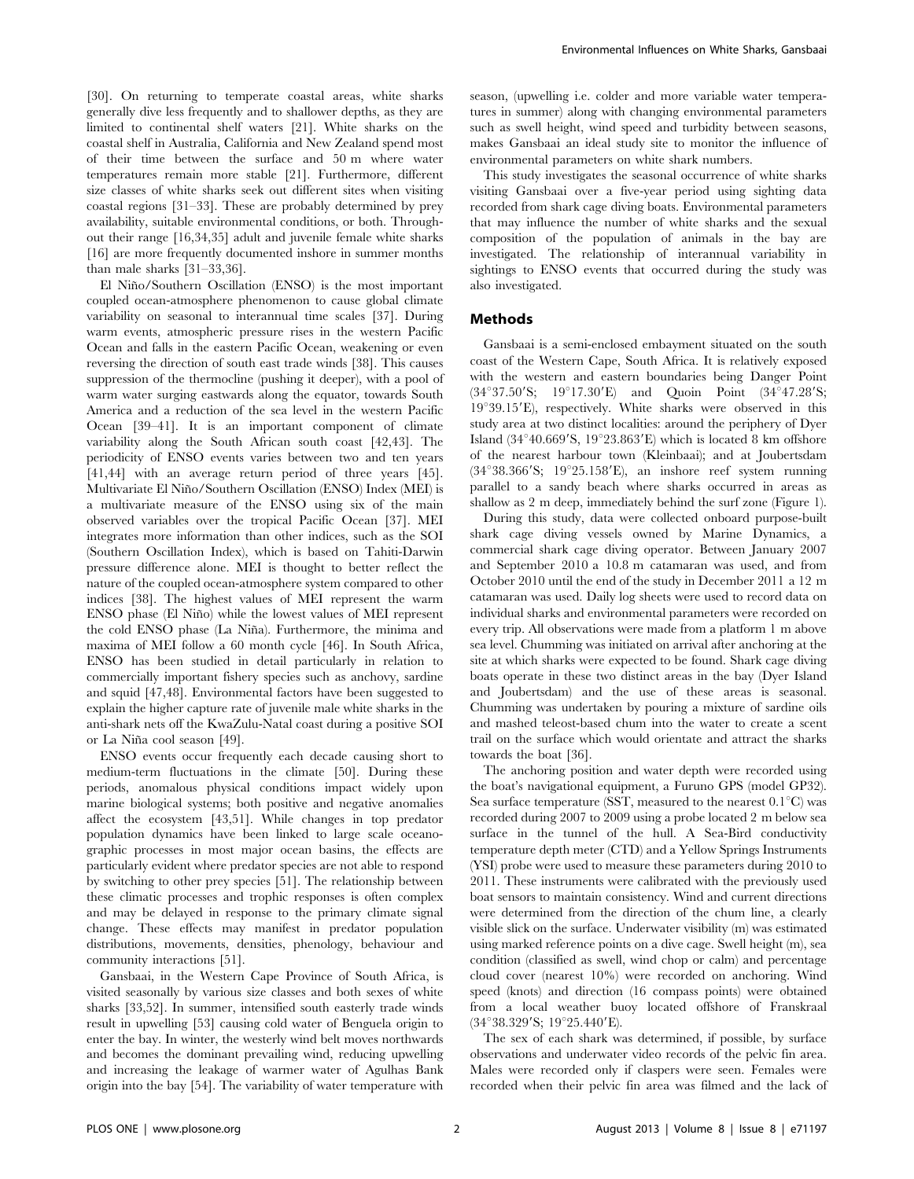[30]. On returning to temperate coastal areas, white sharks generally dive less frequently and to shallower depths, as they are limited to continental shelf waters [21]. White sharks on the coastal shelf in Australia, California and New Zealand spend most of their time between the surface and 50 m where water temperatures remain more stable [21]. Furthermore, different size classes of white sharks seek out different sites when visiting coastal regions [31–33]. These are probably determined by prey availability, suitable environmental conditions, or both. Throughout their range [16,34,35] adult and juvenile female white sharks [16] are more frequently documented inshore in summer months than male sharks [31–33,36].

El Niño/Southern Oscillation (ENSO) is the most important coupled ocean-atmosphere phenomenon to cause global climate variability on seasonal to interannual time scales [37]. During warm events, atmospheric pressure rises in the western Pacific Ocean and falls in the eastern Pacific Ocean, weakening or even reversing the direction of south east trade winds [38]. This causes suppression of the thermocline (pushing it deeper), with a pool of warm water surging eastwards along the equator, towards South America and a reduction of the sea level in the western Pacific Ocean [39–41]. It is an important component of climate variability along the South African south coast [42,43]. The periodicity of ENSO events varies between two and ten years [41,44] with an average return period of three years [45]. Multivariate El Niño/Southern Oscillation (ENSO) Index (MEI) is a multivariate measure of the ENSO using six of the main observed variables over the tropical Pacific Ocean [37]. MEI integrates more information than other indices, such as the SOI (Southern Oscillation Index), which is based on Tahiti-Darwin pressure difference alone. MEI is thought to better reflect the nature of the coupled ocean-atmosphere system compared to other indices [38]. The highest values of MEI represent the warm ENSO phase (El Niño) while the lowest values of MEI represent the cold ENSO phase (La Niña). Furthermore, the minima and maxima of MEI follow a 60 month cycle [46]. In South Africa, ENSO has been studied in detail particularly in relation to commercially important fishery species such as anchovy, sardine and squid [47,48]. Environmental factors have been suggested to explain the higher capture rate of juvenile male white sharks in the anti-shark nets off the KwaZulu-Natal coast during a positive SOI or La Niña cool season [49].

ENSO events occur frequently each decade causing short to medium-term fluctuations in the climate [50]. During these periods, anomalous physical conditions impact widely upon marine biological systems; both positive and negative anomalies affect the ecosystem [43,51]. While changes in top predator population dynamics have been linked to large scale oceanographic processes in most major ocean basins, the effects are particularly evident where predator species are not able to respond by switching to other prey species [51]. The relationship between these climatic processes and trophic responses is often complex and may be delayed in response to the primary climate signal change. These effects may manifest in predator population distributions, movements, densities, phenology, behaviour and community interactions [51].

Gansbaai, in the Western Cape Province of South Africa, is visited seasonally by various size classes and both sexes of white sharks [33,52]. In summer, intensified south easterly trade winds result in upwelling [53] causing cold water of Benguela origin to enter the bay. In winter, the westerly wind belt moves northwards and becomes the dominant prevailing wind, reducing upwelling and increasing the leakage of warmer water of Agulhas Bank origin into the bay [54]. The variability of water temperature with season, (upwelling i.e. colder and more variable water temperatures in summer) along with changing environmental parameters such as swell height, wind speed and turbidity between seasons, makes Gansbaai an ideal study site to monitor the influence of environmental parameters on white shark numbers.

This study investigates the seasonal occurrence of white sharks visiting Gansbaai over a five-year period using sighting data recorded from shark cage diving boats. Environmental parameters that may influence the number of white sharks and the sexual composition of the population of animals in the bay are investigated. The relationship of interannual variability in sightings to ENSO events that occurred during the study was also investigated.

## Methods

Gansbaai is a semi-enclosed embayment situated on the south coast of the Western Cape, South Africa. It is relatively exposed with the western and eastern boundaries being Danger Point (34°37.50′S; 19°17.30′E) and Quoin Point (34°47.28′S; 19°39.15′E), respectively. White sharks were observed in this study area at two distinct localities: around the periphery of Dyer Island (34°40.669′S, 19°23.863′E) which is located 8 km offshore of the nearest harbour town (Kleinbaai); and at Joubertsdam (34°38.366′S; 19°25.158′E), an inshore reef system running parallel to a sandy beach where sharks occurred in areas as shallow as 2 m deep, immediately behind the surf zone (Figure 1).

During this study, data were collected onboard purpose-built shark cage diving vessels owned by Marine Dynamics, a commercial shark cage diving operator. Between January 2007 and September 2010 a 10.8 m catamaran was used, and from October 2010 until the end of the study in December 2011 a 12 m catamaran was used. Daily log sheets were used to record data on individual sharks and environmental parameters were recorded on every trip. All observations were made from a platform 1 m above sea level. Chumming was initiated on arrival after anchoring at the site at which sharks were expected to be found. Shark cage diving boats operate in these two distinct areas in the bay (Dyer Island and Joubertsdam) and the use of these areas is seasonal. Chumming was undertaken by pouring a mixture of sardine oils and mashed teleost-based chum into the water to create a scent trail on the surface which would orientate and attract the sharks towards the boat [36].

The anchoring position and water depth were recorded using the boat's navigational equipment, a Furuno GPS (model GP32). Sea surface temperature (SST, measured to the nearest 0.1°C) was recorded during 2007 to 2009 using a probe located 2 m below sea surface in the tunnel of the hull. A Sea-Bird conductivity temperature depth meter (CTD) and a Yellow Springs Instruments (YSI) probe were used to measure these parameters during 2010 to 2011. These instruments were calibrated with the previously used boat sensors to maintain consistency. Wind and current directions were determined from the direction of the chum line, a clearly visible slick on the surface. Underwater visibility (m) was estimated using marked reference points on a dive cage. Swell height (m), sea condition (classified as swell, wind chop or calm) and percentage cloud cover (nearest 10%) were recorded on anchoring. Wind speed (knots) and direction (16 compass points) were obtained from a local weather buoy located offshore of Franskraal (34°38.329′S; 19°25.440′E).

The sex of each shark was determined, if possible, by surface observations and underwater video records of the pelvic fin area. Males were recorded only if claspers were seen. Females were recorded when their pelvic fin area was filmed and the lack of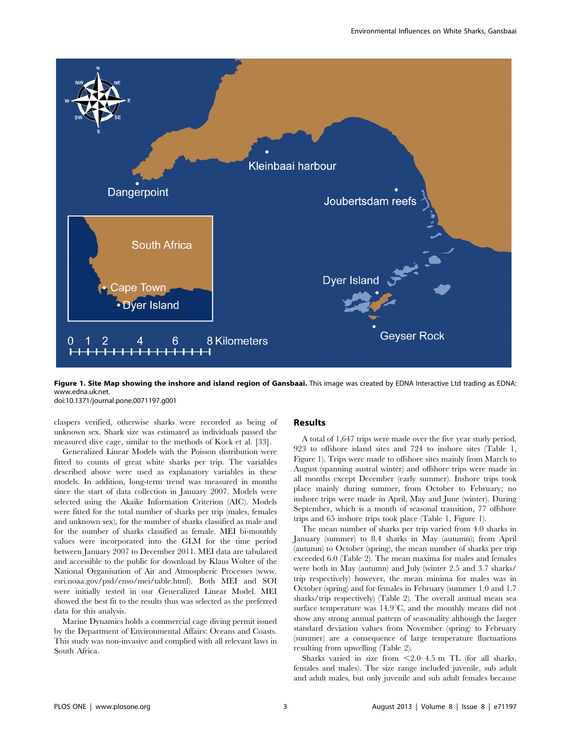**Figure 1. Site Map showing the inshore and island region of Gansbaai.** This image was created by EDNA Interactive Ltd trading as EDNA: www.edna.uk.net.
doi:10.1371/journal.pone.0071197.g001

claspers verified, otherwise sharks were recorded as being of unknown sex. Shark size was estimated as individuals passed the measured dive cage, similar to the methods of Kock et al. [33].

Generalized Linear Models with the Poisson distribution were fitted to counts of great white sharks per trip. The variables described above were used as explanatory variables in these models. In addition, long-term trend was measured in months since the start of data collection in January 2007. Models were selected using the Akaike Information Criterion (AIC). Models were fitted for the total number of sharks per trip (males, females and unknown sex), for the number of sharks classified as male and for the number of sharks classified as female. MEI bi-monthly values were incorporated into the GLM for the time period between January 2007 to December 2011. MEI data are tabulated and accessible to the public for download by Klaus Wolter of the National Organisation of Air and Atmospheric Processes (www.esri.noaa.gov/psd/enso/mei/table.html). Both MEI and SOI were initially tested in our Generalized Linear Model. MEI showed the best fit to the results thus was selected as the preferred data for this analysis.

Marine Dynamics holds a commercial cage diving permit issued by the Department of Environmental Affairs: Oceans and Coasts. This study was non-invasive and complied with all relevant laws in South Africa.

## Results

A total of 1,647 trips were made over the five year study period, 923 to offshore island sites and 724 to inshore sites (Table 1, Figure 1). Trips were made to offshore sites mainly from March to August (spanning austral winter) and offshore trips were made in all months except December (early summer). Inshore trips took place mainly during summer, from October to February; no inshore trips were made in April, May and June (winter). During September, which is a month of seasonal transition, 77 offshore trips and 65 inshore trips took place (Table 1, Figure 1).

The mean number of sharks per trip varied from 4.0 sharks in January (summer) to 8.4 sharks in May (autumn); from April (autumn) to October (spring), the mean number of sharks per trip exceeded 6.0 (Table 2). The mean maxima for males and females were both in May (autumn) and July (winter 2.5 and 3.7 sharks/trip respectively) however, the mean minima for males was in October (spring) and for females in February (summer 1.0 and 1.7 sharks/trip respectively) (Table 2). The overall annual mean sea surface temperature was 14.9°C, and the monthly means did not show any strong annual pattern of seasonality although the larger standard deviation values from November (spring) to February (summer) are a consequence of large temperature fluctuations resulting from upwelling (Table 2).

Sharks varied in size from <2.0–4.5 m TL (for all sharks, females and males). The size range included juvenile, sub adult and adult males, but only juvenile and sub adult females because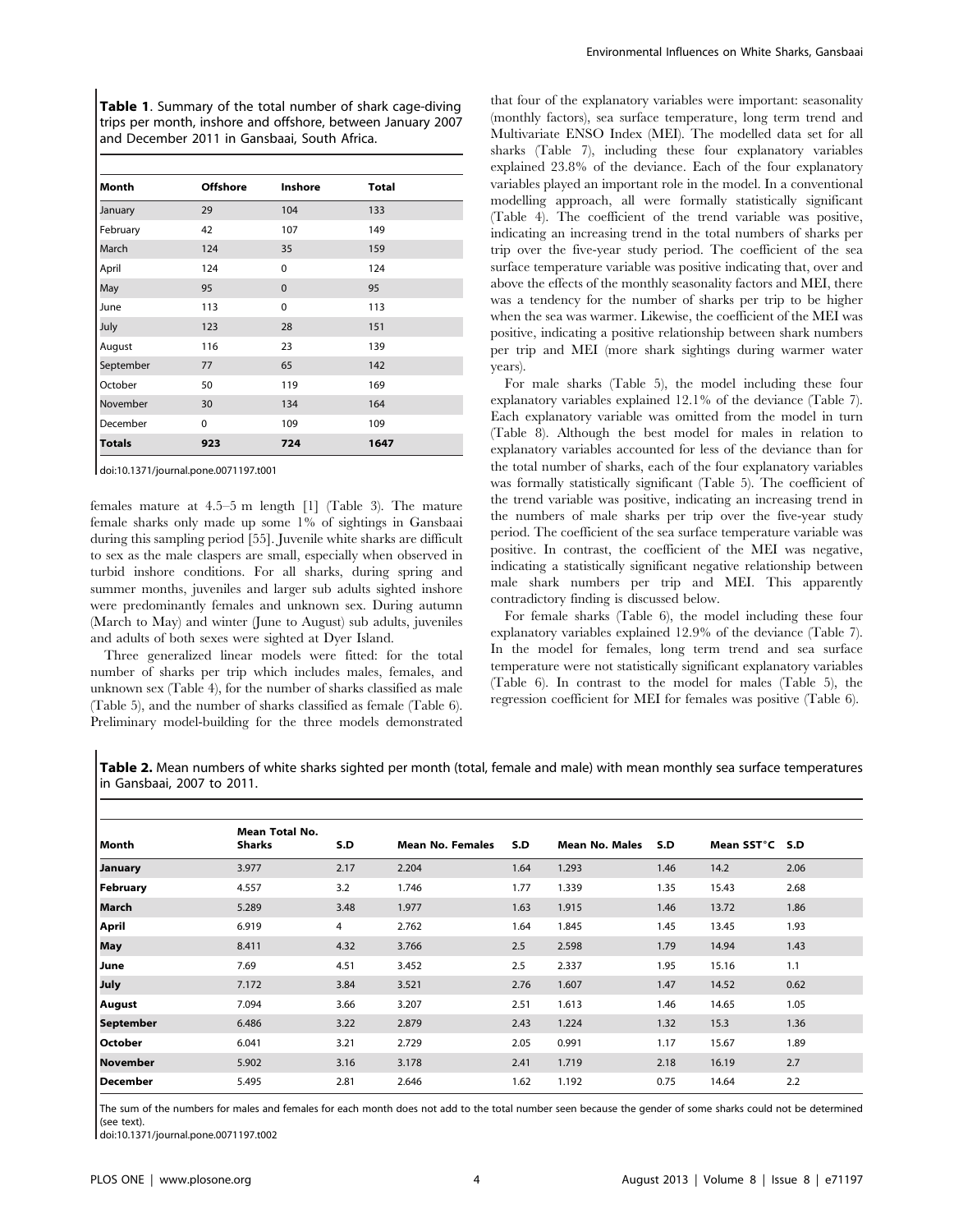**Table 1**. Summary of the total number of shark cage-diving trips per month, inshore and offshore, between January 2007 and December 2011 in Gansbaai, South Africa.

| Month | Offshore | Inshore | Total |
|---|---|---|---|
| January | 29 | 104 | 133 |
| February | 42 | 107 | 149 |
| March | 124 | 35 | 159 |
| April | 124 | 0 | 124 |
| May | 95 | 0 | 95 |
| June | 113 | 0 | 113 |
| July | 123 | 28 | 151 |
| August | 116 | 23 | 139 |
| September | 77 | 65 | 142 |
| October | 50 | 119 | 169 |
| November | 30 | 134 | 164 |
| December | 0 | 109 | 109 |
| **Totals** | **923** | **724** | **1647** |

doi:10.1371/journal.pone.0071197.t001

females mature at 4.5–5 m length [1] (Table 3). The mature female sharks only made up some 1% of sightings in Gansbaai during this sampling period [55]. Juvenile white sharks are difficult to sex as the male claspers are small, especially when observed in turbid inshore conditions. For all sharks, during spring and summer months, juveniles and larger sub adults sighted inshore were predominantly females and unknown sex. During autumn (March to May) and winter (June to August) sub adults, juveniles and adults of both sexes were sighted at Dyer Island.

Three generalized linear models were fitted: for the total number of sharks per trip which includes males, females, and unknown sex (Table 4), for the number of sharks classified as male (Table 5), and the number of sharks classified as female (Table 6). Preliminary model-building for the three models demonstrated that four of the explanatory variables were important: seasonality (monthly factors), sea surface temperature, long term trend and Multivariate ENSO Index (MEI). The modelled data set for all sharks (Table 7), including these four explanatory variables explained 23.8% of the deviance. Each of the four explanatory variables played an important role in the model. In a conventional modelling approach, all were formally statistically significant (Table 4). The coefficient of the trend variable was positive, indicating an increasing trend in the total numbers of sharks per trip over the five-year study period. The coefficient of the sea surface temperature variable was positive indicating that, over and above the effects of the monthly seasonality factors and MEI, there was a tendency for the number of sharks per trip to be higher when the sea was warmer. Likewise, the coefficient of the MEI was positive, indicating a positive relationship between shark numbers per trip and MEI (more shark sightings during warmer water years).

For male sharks (Table 5), the model including these four explanatory variables explained 12.1% of the deviance (Table 7). Each explanatory variable was omitted from the model in turn (Table 8). Although the best model for males in relation to explanatory variables accounted for less of the deviance than for the total number of sharks, each of the four explanatory variables was formally statistically significant (Table 5). The coefficient of the trend variable was positive, indicating an increasing trend in the numbers of male sharks per trip over the five-year study period. The coefficient of the sea surface temperature variable was positive. In contrast, the coefficient of the MEI was negative, indicating a statistically significant negative relationship between male shark numbers per trip and MEI. This apparently contradictory finding is discussed below.

For female sharks (Table 6), the model including these four explanatory variables explained 12.9% of the deviance (Table 7). In the model for females, long term trend and sea surface temperature were not statistically significant explanatory variables (Table 6). In contrast to the model for males (Table 5), the regression coefficient for MEI for females was positive (Table 6).

**Table 2.** Mean numbers of white sharks sighted per month (total, female and male) with mean monthly sea surface temperatures in Gansbaai, 2007 to 2011.

| Month | Mean Total No. Sharks | S.D | Mean No. Females | S.D | Mean No. Males | S.D | Mean SST°C | S.D |
|---|---|---|---|---|---|---|---|---|
| **January** | 3.977 | 2.17 | 2.204 | 1.64 | 1.293 | 1.46 | 14.2 | 2.06 |
| **February** | 4.557 | 3.2 | 1.746 | 1.77 | 1.339 | 1.35 | 15.43 | 2.68 |
| **March** | 5.289 | 3.48 | 1.977 | 1.63 | 1.915 | 1.46 | 13.72 | 1.86 |
| **April** | 6.919 | 4 | 2.762 | 1.64 | 1.845 | 1.45 | 13.45 | 1.93 |
| **May** | 8.411 | 4.32 | 3.766 | 2.5 | 2.598 | 1.79 | 14.94 | 1.43 |
| **June** | 7.69 | 4.51 | 3.452 | 2.5 | 2.337 | 1.95 | 15.16 | 1.1 |
| **July** | 7.172 | 3.84 | 3.521 | 2.76 | 1.607 | 1.47 | 14.52 | 0.62 |
| **August** | 7.094 | 3.66 | 3.207 | 2.51 | 1.613 | 1.46 | 14.65 | 1.05 |
| **September** | 6.486 | 3.22 | 2.879 | 2.43 | 1.224 | 1.32 | 15.3 | 1.36 |
| **October** | 6.041 | 3.21 | 2.729 | 2.05 | 0.991 | 1.17 | 15.67 | 1.89 |
| **November** | 5.902 | 3.16 | 3.178 | 2.41 | 1.719 | 2.18 | 16.19 | 2.7 |
| **December** | 5.495 | 2.81 | 2.646 | 1.62 | 1.192 | 0.75 | 14.64 | 2.2 |

The sum of the numbers for males and females for each month does not add to the total number seen because the gender of some sharks could not be determined (see text).

doi:10.1371/journal.pone.0071197.t002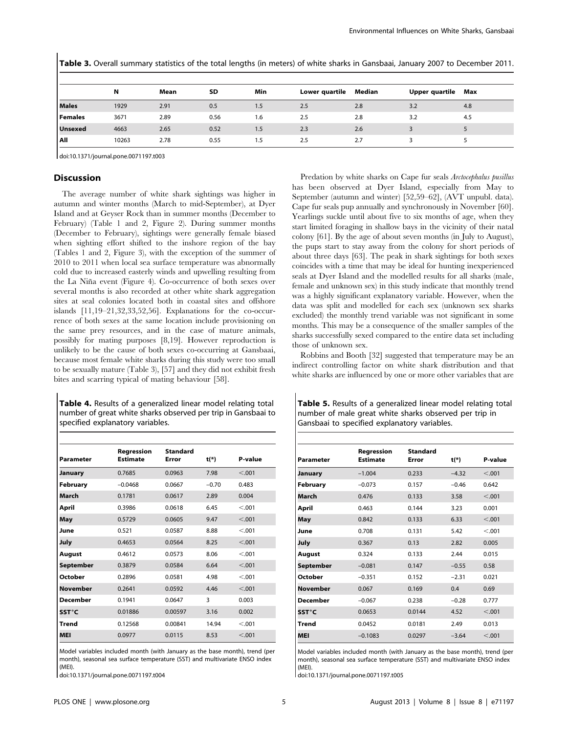**Table 3.** Overall summary statistics of the total lengths (in meters) of white sharks in Gansbaai, January 2007 to December 2011.

| | N | Mean | SD | Min | Lower quartile | Median | Upper quartile | Max |
|---|---|---|---|---|---|---|---|---|
| **Males** | 1929 | 2.91 | 0.5 | 1.5 | 2.5 | 2.8 | 3.2 | 4.8 |
| **Females** | 3671 | 2.89 | 0.56 | 1.6 | 2.5 | 2.8 | 3.2 | 4.5 |
| **Unsexed** | 4663 | 2.65 | 0.52 | 1.5 | 2.3 | 2.6 | 3 | 5 |
| **All** | 10263 | 2.78 | 0.55 | 1.5 | 2.5 | 2.7 | 3 | 5 |

doi:10.1371/journal.pone.0071197.t003

## Discussion

The average number of white shark sightings was higher in autumn and winter months (March to mid-September), at Dyer Island and at Geyser Rock than in summer months (December to February) (Table 1 and 2, Figure 2). During summer months (December to February), sightings were generally female biased when sighting effort shifted to the inshore region of the bay (Tables 1 and 2, Figure 3), with the exception of the summer of 2010 to 2011 when local sea surface temperature was abnormally cold due to increased easterly winds and upwelling resulting from the La Niña event (Figure 4). Co-occurrence of both sexes over several months is also recorded at other white shark aggregation sites at seal colonies located both in coastal sites and offshore islands [11,19–21,32,33,52,56]. Explanations for the co-occurrence of both sexes at the same location include provisioning on the same prey resources, and in the case of mature animals, possibly for mating purposes [8,19]. However reproduction is unlikely to be the cause of both sexes co-occurring at Gansbaai, because most female white sharks during this study were too small to be sexually mature (Table 3), [57] and they did not exhibit fresh bites and scarring typical of mating behaviour [58].

**Table 4.** Results of a generalized linear model relating total number of great white sharks observed per trip in Gansbaai to specified explanatory variables.

| Parameter | Regression Estimate | Standard Error | t(*) | P-value |
|---|---|---|---|---|
| **January** | 0.7685 | 0.0963 | 7.98 | <.001 |
| **February** | −0.0468 | 0.0667 | −0.70 | 0.483 |
| **March** | 0.1781 | 0.0617 | 2.89 | 0.004 |
| **April** | 0.3986 | 0.0618 | 6.45 | <.001 |
| **May** | 0.5729 | 0.0605 | 9.47 | <.001 |
| **June** | 0.521 | 0.0587 | 8.88 | <.001 |
| **July** | 0.4653 | 0.0564 | 8.25 | <.001 |
| **August** | 0.4612 | 0.0573 | 8.06 | <.001 |
| **September** | 0.3879 | 0.0584 | 6.64 | <.001 |
| **October** | 0.2896 | 0.0581 | 4.98 | <.001 |
| **November** | 0.2641 | 0.0592 | 4.46 | <.001 |
| **December** | 0.1941 | 0.0647 | 3 | 0.003 |
| **SST°C** | 0.01886 | 0.00597 | 3.16 | 0.002 |
| **Trend** | 0.12568 | 0.00841 | 14.94 | <.001 |
| **MEI** | 0.0977 | 0.0115 | 8.53 | <.001 |

Model variables included month (with January as the base month), trend (per month), seasonal sea surface temperature (SST) and multivariate ENSO index (MEI).

doi:10.1371/journal.pone.0071197.t004

Predation by white sharks on Cape fur seals *Arctocephalus pusillus* has been observed at Dyer Island, especially from May to September (autumn and winter) [52,59–62], (AVT unpubl. data). Cape fur seals pup annually and synchronously in November [60]. Yearlings suckle until about five to six months of age, when they start limited foraging in shallow bays in the vicinity of their natal colony [61]. By the age of about seven months (in July to August), the pups start to stay away from the colony for short periods of about three days [63]. The peak in shark sightings for both sexes coincides with a time that may be ideal for hunting inexperienced seals at Dyer Island and the modelled results for all sharks (male, female and unknown sex) in this study indicate that monthly trend was a highly significant explanatory variable. However, when the data was split and modelled for each sex (unknown sex sharks excluded) the monthly trend variable was not significant in some months. This may be a consequence of the smaller samples of the sharks successfully sexed compared to the entire data set including those of unknown sex.

Robbins and Booth [32] suggested that temperature may be an indirect controlling factor on white shark distribution and that white sharks are influenced by one or more other variables that are

**Table 5.** Results of a generalized linear model relating total number of male great white sharks observed per trip in Gansbaai to specified explanatory variables.

| Parameter | Regression Estimate | Standard Error | t(*) | P-value |
|---|---|---|---|---|
| **January** | −1.004 | 0.233 | −4.32 | <.001 |
| **February** | −0.073 | 0.157 | −0.46 | 0.642 |
| **March** | 0.476 | 0.133 | 3.58 | <.001 |
| **April** | 0.463 | 0.144 | 3.23 | 0.001 |
| **May** | 0.842 | 0.133 | 6.33 | <.001 |
| **June** | 0.708 | 0.131 | 5.42 | <.001 |
| **July** | 0.367 | 0.13 | 2.82 | 0.005 |
| **August** | 0.324 | 0.133 | 2.44 | 0.015 |
| **September** | −0.081 | 0.147 | −0.55 | 0.58 |
| **October** | −0.351 | 0.152 | −2.31 | 0.021 |
| **November** | 0.067 | 0.169 | 0.4 | 0.69 |
| **December** | −0.067 | 0.238 | −0.28 | 0.777 |
| **SST°C** | 0.0653 | 0.0144 | 4.52 | <.001 |
| **Trend** | 0.0452 | 0.0181 | 2.49 | 0.013 |
| **MEI** | −0.1083 | 0.0297 | −3.64 | <.001 |

Model variables included month (with January as the base month), trend (per month), seasonal sea surface temperature (SST) and multivariate ENSO index (MEI).

doi:10.1371/journal.pone.0071197.t005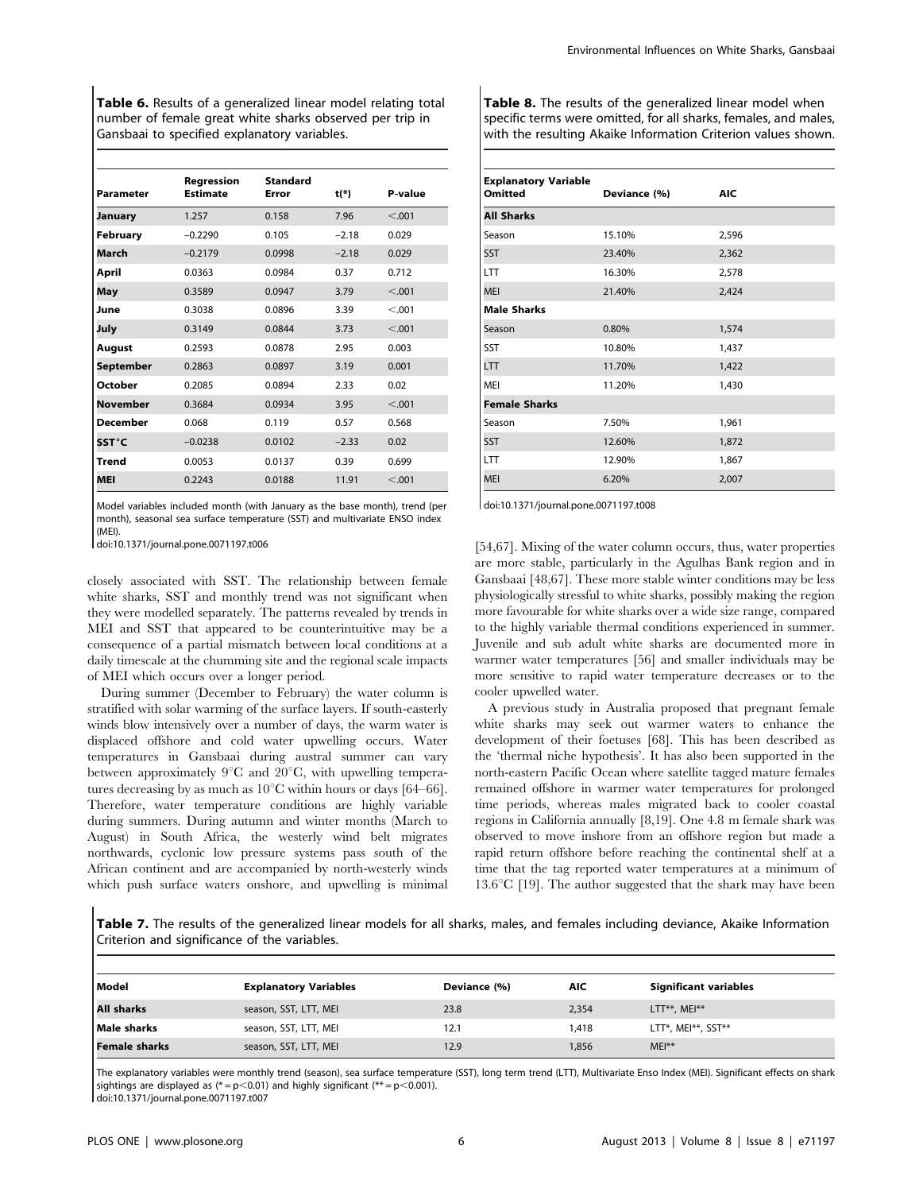**Table 6.** Results of a generalized linear model relating total number of female great white sharks observed per trip in Gansbaai to specified explanatory variables.

| Parameter | Regression Estimate | Standard Error | t(*) | P-value |
|---|---|---|---|---|
| **January** | 1.257 | 0.158 | 7.96 | <.001 |
| **February** | −0.2290 | 0.105 | −2.18 | 0.029 |
| **March** | −0.2179 | 0.0998 | −2.18 | 0.029 |
| **April** | 0.0363 | 0.0984 | 0.37 | 0.712 |
| **May** | 0.3589 | 0.0947 | 3.79 | <.001 |
| **June** | 0.3038 | 0.0896 | 3.39 | <.001 |
| **July** | 0.3149 | 0.0844 | 3.73 | <.001 |
| **August** | 0.2593 | 0.0878 | 2.95 | 0.003 |
| **September** | 0.2863 | 0.0897 | 3.19 | 0.001 |
| **October** | 0.2085 | 0.0894 | 2.33 | 0.02 |
| **November** | 0.3684 | 0.0934 | 3.95 | <.001 |
| **December** | 0.068 | 0.119 | 0.57 | 0.568 |
| **SST°C** | −0.0238 | 0.0102 | −2.33 | 0.02 |
| **Trend** | 0.0053 | 0.0137 | 0.39 | 0.699 |
| **MEI** | 0.2243 | 0.0188 | 11.91 | <.001 |

Model variables included month (with January as the base month), trend (per month), seasonal sea surface temperature (SST) and multivariate ENSO index (MEI).
doi:10.1371/journal.pone.0071197.t006

closely associated with SST. The relationship between female white sharks, SST and monthly trend was not significant when they were modelled separately. The patterns revealed by trends in MEI and SST that appeared to be counterintuitive may be a consequence of a partial mismatch between local conditions at a daily timescale at the chumming site and the regional scale impacts of MEI which occurs over a longer period.

During summer (December to February) the water column is stratified with solar warming of the surface layers. If south-easterly winds blow intensively over a number of days, the warm water is displaced offshore and cold water upwelling occurs. Water temperatures in Gansbaai during austral summer can vary between approximately 9°C and 20°C, with upwelling temperatures decreasing by as much as 10°C within hours or days [64–66]. Therefore, water temperature conditions are highly variable during summers. During autumn and winter months (March to August) in South Africa, the westerly wind belt migrates northwards, cyclonic low pressure systems pass south of the African continent and are accompanied by north-westerly winds which push surface waters onshore, and upwelling is minimal

**Table 8.** The results of the generalized linear model when specific terms were omitted, for all sharks, females, and males, with the resulting Akaike Information Criterion values shown.

| Explanatory Variable Omitted | Deviance (%) | AIC |
|---|---|---|
| **All Sharks** | | |
| Season | 15.10% | 2,596 |
| SST | 23.40% | 2,362 |
| LTT | 16.30% | 2,578 |
| MEI | 21.40% | 2,424 |
| **Male Sharks** | | |
| Season | 0.80% | 1,574 |
| SST | 10.80% | 1,437 |
| LTT | 11.70% | 1,422 |
| MEI | 11.20% | 1,430 |
| **Female Sharks** | | |
| Season | 7.50% | 1,961 |
| SST | 12.60% | 1,872 |
| LTT | 12.90% | 1,867 |
| MEI | 6.20% | 2,007 |

doi:10.1371/journal.pone.0071197.t008

[54,67]. Mixing of the water column occurs, thus, water properties are more stable, particularly in the Agulhas Bank region and in Gansbaai [48,67]. These more stable winter conditions may be less physiologically stressful to white sharks, possibly making the region more favourable for white sharks over a wide size range, compared to the highly variable thermal conditions experienced in summer. Juvenile and sub adult white sharks are documented more in warmer water temperatures [56] and smaller individuals may be more sensitive to rapid water temperature decreases or to the cooler upwelled water.

A previous study in Australia proposed that pregnant female white sharks may seek out warmer waters to enhance the development of their foetuses [68]. This has been described as the 'thermal niche hypothesis'. It has also been supported in the north-eastern Pacific Ocean where satellite tagged mature females remained offshore in warmer water temperatures for prolonged time periods, whereas males migrated back to cooler coastal regions in California annually [8,19]. One 4.8 m female shark was observed to move inshore from an offshore region but made a rapid return offshore before reaching the continental shelf at a time that the tag reported water temperatures at a minimum of 13.6°C [19]. The author suggested that the shark may have been

**Table 7.** The results of the generalized linear models for all sharks, males, and females including deviance, Akaike Information Criterion and significance of the variables.

| Model | Explanatory Variables | Deviance (%) | AIC | Significant variables |
|---|---|---|---|---|
| **All sharks** | season, SST, LTT, MEI | 23.8 | 2,354 | LTT**, MEI** |
| **Male sharks** | season, SST, LTT, MEI | 12.1 | 1,418 | LTT*, MEI**, SST** |
| **Female sharks** | season, SST, LTT, MEI | 12.9 | 1,856 | MEI** |

The explanatory variables were monthly trend (season), sea surface temperature (SST), long term trend (LTT), Multivariate Enso Index (MEI). Significant effects on shark sightings are displayed as (* = $p<0.01$) and highly significant (** = $p<0.001$).
doi:10.1371/journal.pone.0071197.t007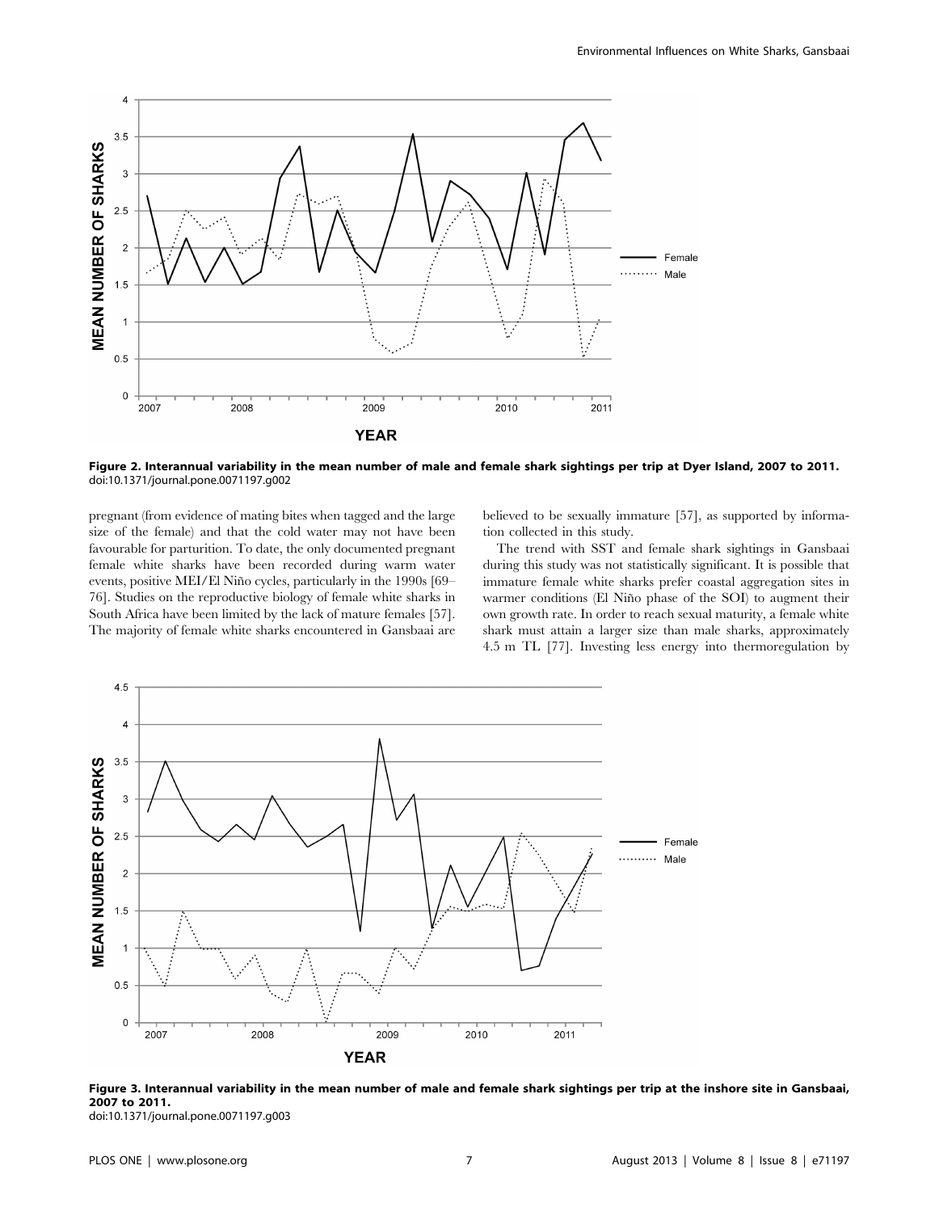Figure 2. Interannual variability in the mean number of male and female shark sightings per trip at Dyer Island, 2007 to 2011.
doi:10.1371/journal.pone.0071197.g002

pregnant (from evidence of mating bites when tagged and the large size of the female) and that the cold water may not have been favourable for parturition. To date, the only documented pregnant female white sharks have been recorded during warm water events, positive MEI/El Niño cycles, particularly in the 1990s [69–76]. Studies on the reproductive biology of female white sharks in South Africa have been limited by the lack of mature females [57]. The majority of female white sharks encountered in Gansbaai are believed to be sexually immature [57], as supported by information collected in this study.

The trend with SST and female shark sightings in Gansbaai during this study was not statistically significant. It is possible that immature female white sharks prefer coastal aggregation sites in warmer conditions (El Niño phase of the SOI) to augment their own growth rate. In order to reach sexual maturity, a female white shark must attain a larger size than male sharks, approximately 4.5 m TL [77]. Investing less energy into thermoregulation by

Figure 3. Interannual variability in the mean number of male and female shark sightings per trip at the inshore site in Gansbaai, 2007 to 2011.
doi:10.1371/journal.pone.0071197.g003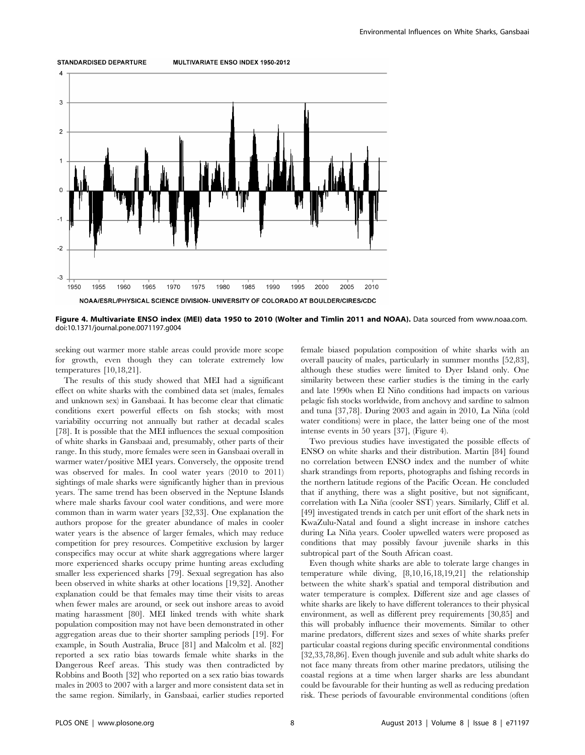**Figure 4. Multivariate ENSO index (MEI) data 1950 to 2010 (Wolter and Timlin 2011 and NOAA).** Data sourced from www.noaa.com. doi:10.1371/journal.pone.0071197.g004

seeking out warmer more stable areas could provide more scope for growth, even though they can tolerate extremely low temperatures [10,18,21].

The results of this study showed that MEI had a significant effect on white sharks with the combined data set (males, females and unknown sex) in Gansbaai. It has become clear that climatic conditions exert powerful effects on fish stocks; with most variability occurring not annually but rather at decadal scales [78]. It is possible that the MEI influences the sexual composition of white sharks in Gansbaai and, presumably, other parts of their range. In this study, more females were seen in Gansbaai overall in warmer water/positive MEI years. Conversely, the opposite trend was observed for males. In cool water years (2010 to 2011) sightings of male sharks were significantly higher than in previous years. The same trend has been observed in the Neptune Islands where male sharks favour cool water conditions, and were more common than in warm water years [32,33]. One explanation the authors propose for the greater abundance of males in cooler water years is the absence of larger females, which may reduce competition for prey resources. Competitive exclusion by larger conspecifics may occur at white shark aggregations where larger more experienced sharks occupy prime hunting areas excluding smaller less experienced sharks [79]. Sexual segregation has also been observed in white sharks at other locations [19,32]. Another explanation could be that females may time their visits to areas when fewer males are around, or seek out inshore areas to avoid mating harassment [80]. MEI linked trends with white shark population composition may not have been demonstrated in other aggregation areas due to their shorter sampling periods [19]. For example, in South Australia, Bruce [81] and Malcolm et al. [82] reported a sex ratio bias towards female white sharks in the Dangerous Reef areas. This study was then contradicted by Robbins and Booth [32] who reported on a sex ratio bias towards males in 2003 to 2007 with a larger and more consistent data set in the same region. Similarly, in Gansbaai, earlier studies reported female biased population composition of white sharks with an overall paucity of males, particularly in summer months [52,83], although these studies were limited to Dyer Island only. One similarity between these earlier studies is the timing in the early and late 1990s when El Niño conditions had impacts on various pelagic fish stocks worldwide, from anchovy and sardine to salmon and tuna [37,78]. During 2003 and again in 2010, La Niña (cold water conditions) were in place, the latter being one of the most intense events in 50 years [37], (Figure 4).

Two previous studies have investigated the possible effects of ENSO on white sharks and their distribution. Martin [84] found no correlation between ENSO index and the number of white shark strandings from reports, photographs and fishing records in the northern latitude regions of the Pacific Ocean. He concluded that if anything, there was a slight positive, but not significant, correlation with La Niña (cooler SST) years. Similarly, Cliff et al. [49] investigated trends in catch per unit effort of the shark nets in KwaZulu-Natal and found a slight increase in inshore catches during La Niña years. Cooler upwelled waters were proposed as conditions that may possibly favour juvenile sharks in this subtropical part of the South African coast.

Even though white sharks are able to tolerate large changes in temperature while diving, [8,10,16,18,19,21] the relationship between the white shark's spatial and temporal distribution and water temperature is complex. Different size and age classes of white sharks are likely to have different tolerances to their physical environment, as well as different prey requirements [30,85] and this will probably influence their movements. Similar to other marine predators, different sizes and sexes of white sharks prefer particular coastal regions during specific environmental conditions [32,33,78,86]. Even though juvenile and sub adult white sharks do not face many threats from other marine predators, utilising the coastal regions at a time when larger sharks are less abundant could be favourable for their hunting as well as reducing predation risk. These periods of favourable environmental conditions (often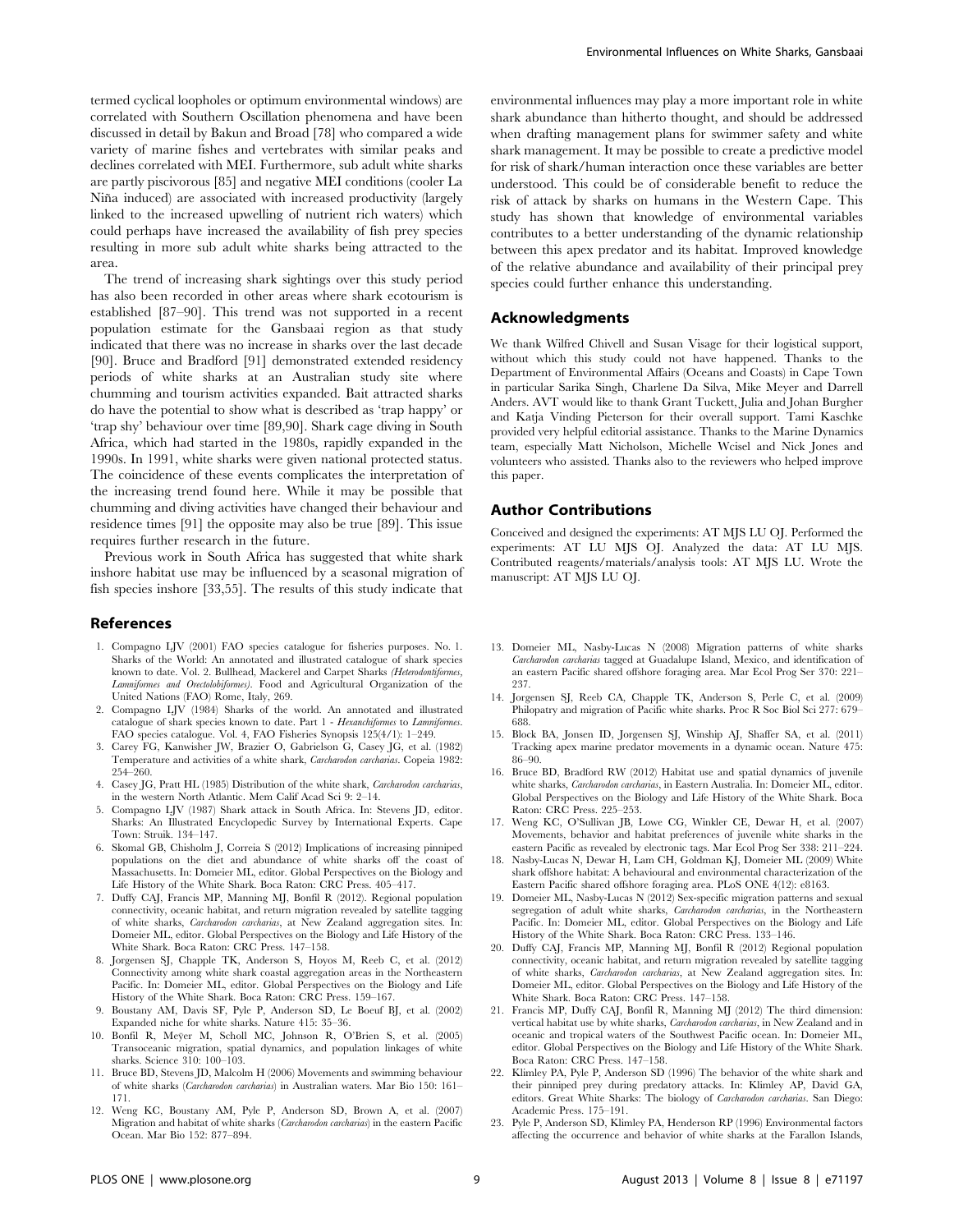termed cyclical loopholes or optimum environmental windows) are correlated with Southern Oscillation phenomena and have been discussed in detail by Bakun and Broad [78] who compared a wide variety of marine fishes and vertebrates with similar peaks and declines correlated with MEI. Furthermore, sub adult white sharks are partly piscivorous [85] and negative MEI conditions (cooler La Niña induced) are associated with increased productivity (largely linked to the increased upwelling of nutrient rich waters) which could perhaps have increased the availability of fish prey species resulting in more sub adult white sharks being attracted to the area.

The trend of increasing shark sightings over this study period has also been recorded in other areas where shark ecotourism is established [87–90]. This trend was not supported in a recent population estimate for the Gansbaai region as that study indicated that there was no increase in sharks over the last decade [90]. Bruce and Bradford [91] demonstrated extended residency periods of white sharks at an Australian study site where chumming and tourism activities expanded. Bait attracted sharks do have the potential to show what is described as 'trap happy' or 'trap shy' behaviour over time [89,90]. Shark cage diving in South Africa, which had started in the 1980s, rapidly expanded in the 1990s. In 1991, white sharks were given national protected status. The coincidence of these events complicates the interpretation of the increasing trend found here. While it may be possible that chumming and diving activities have changed their behaviour and residence times [91] the opposite may also be true [89]. This issue requires further research in the future.

Previous work in South Africa has suggested that white shark inshore habitat use may be influenced by a seasonal migration of fish species inshore [33,55]. The results of this study indicate that environmental influences may play a more important role in white shark abundance than hitherto thought, and should be addressed when drafting management plans for swimmer safety and white shark management. It may be possible to create a predictive model for risk of shark/human interaction once these variables are better understood. This could be of considerable benefit to reduce the risk of attack by sharks on humans in the Western Cape. This study has shown that knowledge of environmental variables contributes to a better understanding of the dynamic relationship between this apex predator and its habitat. Improved knowledge of the relative abundance and availability of their principal prey species could further enhance this understanding.

## Acknowledgments

We thank Wilfred Chivell and Susan Visage for their logistical support, without which this study could not have happened. Thanks to the Department of Environmental Affairs (Oceans and Coasts) in Cape Town in particular Sarika Singh, Charlene Da Silva, Mike Meyer and Darrell Anders. AVT would like to thank Grant Tuckett, Julia and Johan Burgher and Katja Vinding Pieterson for their overall support. Tami Kaschke provided very helpful editorial assistance. Thanks to the Marine Dynamics team, especially Matt Nicholson, Michelle Wcisel and Nick Jones and volunteers who assisted. Thanks also to the reviewers who helped improve this paper.

## Author Contributions

Conceived and designed the experiments: AT MJS LU OJ. Performed the experiments: AT LU MJS OJ. Analyzed the data: AT LU MJS. Contributed reagents/materials/analysis tools: AT MJS LU. Wrote the manuscript: AT MJS LU OJ.

## References

1. Compagno LJV (2001) FAO species catalogue for fisheries purposes. No. 1. Sharks of the World: An annotated and illustrated catalogue of shark species known to date. Vol. 2. Bullhead, Mackerel and Carpet Sharks *(Heterodontiformes, Lamniformes and Orectolobiformes)*. Food and Agricultural Organization of the United Nations (FAO) Rome, Italy, 269.
2. Compagno LJV (1984) Sharks of the world. An annotated and illustrated catalogue of shark species known to date. Part 1 - *Hexanchiformes* to *Lamniformes*. FAO species catalogue. Vol. 4, FAO Fisheries Synopsis 125(4/1): 1–249.
3. Carey FG, Kanwisher JW, Brazier O, Gabrielson G, Casey JG, et al. (1982) Temperature and activities of a white shark, *Carcharodon carcharias*. Copeia 1982: 254–260.
4. Casey JG, Pratt HL (1985) Distribution of the white shark, *Carcharodon carcharias*, in the western North Atlantic. Mem Calif Acad Sci 9: 2–14.
5. Compagno LJV (1987) Shark attack in South Africa. In: Stevens JD, editor. Sharks: An Illustrated Encyclopedic Survey by International Experts. Cape Town: Struik. 134–147.
6. Skomal GB, Chisholm J, Correia S (2012) Implications of increasing pinniped populations on the diet and abundance of white sharks off the coast of Massachusetts. In: Domeier ML, editor. Global Perspectives on the Biology and Life History of the White Shark. Boca Raton: CRC Press. 405–417.
7. Duffy CAJ, Francis MP, Manning MJ, Bonfil R (2012). Regional population connectivity, oceanic habitat, and return migration revealed by satellite tagging of white sharks, *Carcharodon carcharias*, at New Zealand aggregation sites. In: Domeier ML, editor. Global Perspectives on the Biology and Life History of the White Shark. Boca Raton: CRC Press. 147–158.
8. Jorgensen SJ, Chapple TK, Anderson S, Hoyos M, Reeb C, et al. (2012) Connectivity among white shark coastal aggregation areas in the Northeastern Pacific. In: Domeier ML, editor. Global Perspectives on the Biology and Life History of the White Shark. Boca Raton: CRC Press. 159–167.
9. Boustany AM, Davis SF, Pyle P, Anderson SD, Le Boeuf BJ, et al. (2002) Expanded niche for white sharks. Nature 415: 35–36.
10. Bonfil R, Meÿer M, Scholl MC, Johnson R, O'Brien S, et al. (2005) Transoceanic migration, spatial dynamics, and population linkages of white sharks. Science 310: 100–103.
11. Bruce BD, Stevens JD, Malcolm H (2006) Movements and swimming behaviour of white sharks (*Carcharodon carcharias*) in Australian waters. Mar Bio 150: 161–171.
12. Weng KC, Boustany AM, Pyle P, Anderson SD, Brown A, et al. (2007) Migration and habitat of white sharks (*Carcharodon carcharias*) in the eastern Pacific Ocean. Mar Bio 152: 877–894.
13. Domeier ML, Nasby-Lucas N (2008) Migration patterns of white sharks *Carcharodon carcharias* tagged at Guadalupe Island, Mexico, and identification of an eastern Pacific shared offshore foraging area. Mar Ecol Prog Ser 370: 221–237.
14. Jorgensen SJ, Reeb CA, Chapple TK, Anderson S, Perle C, et al. (2009) Philopatry and migration of Pacific white sharks. Proc R Soc Biol Sci 277: 679–688.
15. Block BA, Jonsen ID, Jorgensen SJ, Winship AJ, Shaffer SA, et al. (2011) Tracking apex marine predator movements in a dynamic ocean. Nature 475: 86–90.
16. Bruce BD, Bradford RW (2012) Habitat use and spatial dynamics of juvenile white sharks, *Carcharodon carcharias*, in Eastern Australia. In: Domeier ML, editor. Global Perspectives on the Biology and Life History of the White Shark. Boca Raton: CRC Press. 225–253.
17. Weng KC, O'Sullivan JB, Lowe CG, Winkler CE, Dewar H, et al. (2007) Movements, behavior and habitat preferences of juvenile white sharks in the eastern Pacific as revealed by electronic tags. Mar Ecol Prog Ser 338: 211–224.
18. Nasby-Lucas N, Dewar H, Lam CH, Goldman KJ, Domeier ML (2009) White shark offshore habitat: A behavioural and environmental characterization of the Eastern Pacific shared offshore foraging area. PLoS ONE 4(12): e8163.
19. Domeier ML, Nasby-Lucas N (2012) Sex-specific migration patterns and sexual segregation of adult white sharks, *Carcharodon carcharias*, in the Northeastern Pacific. In: Domeier ML, editor. Global Perspectives on the Biology and Life History of the White Shark. Boca Raton: CRC Press. 133–146.
20. Duffy CAJ, Francis MP, Manning MJ, Bonfil R (2012) Regional population connectivity, oceanic habitat, and return migration revealed by satellite tagging of white sharks, *Carcharodon carcharias*, at New Zealand aggregation sites. In: Domeier ML, editor. Global Perspectives on the Biology and Life History of the White Shark. Boca Raton: CRC Press. 147–158.
21. Francis MP, Duffy CAJ, Bonfil R, Manning MJ (2012) The third dimension: vertical habitat use by white sharks, *Carcharodon carcharias*, in New Zealand and in oceanic and tropical waters of the Southwest Pacific ocean. In: Domeier ML, editor. Global Perspectives on the Biology and Life History of the White Shark. Boca Raton: CRC Press. 147–158.
22. Klimley PA, Pyle P, Anderson SD (1996) The behavior of the white shark and their pinniped prey during predatory attacks. In: Klimley AP, David GA, editors. Great White Sharks: The biology of *Carcharodon carcharias*. San Diego: Academic Press. 175–191.
23. Pyle P, Anderson SD, Klimley PA, Henderson RP (1996) Environmental factors affecting the occurrence and behavior of white sharks at the Farallon Islands,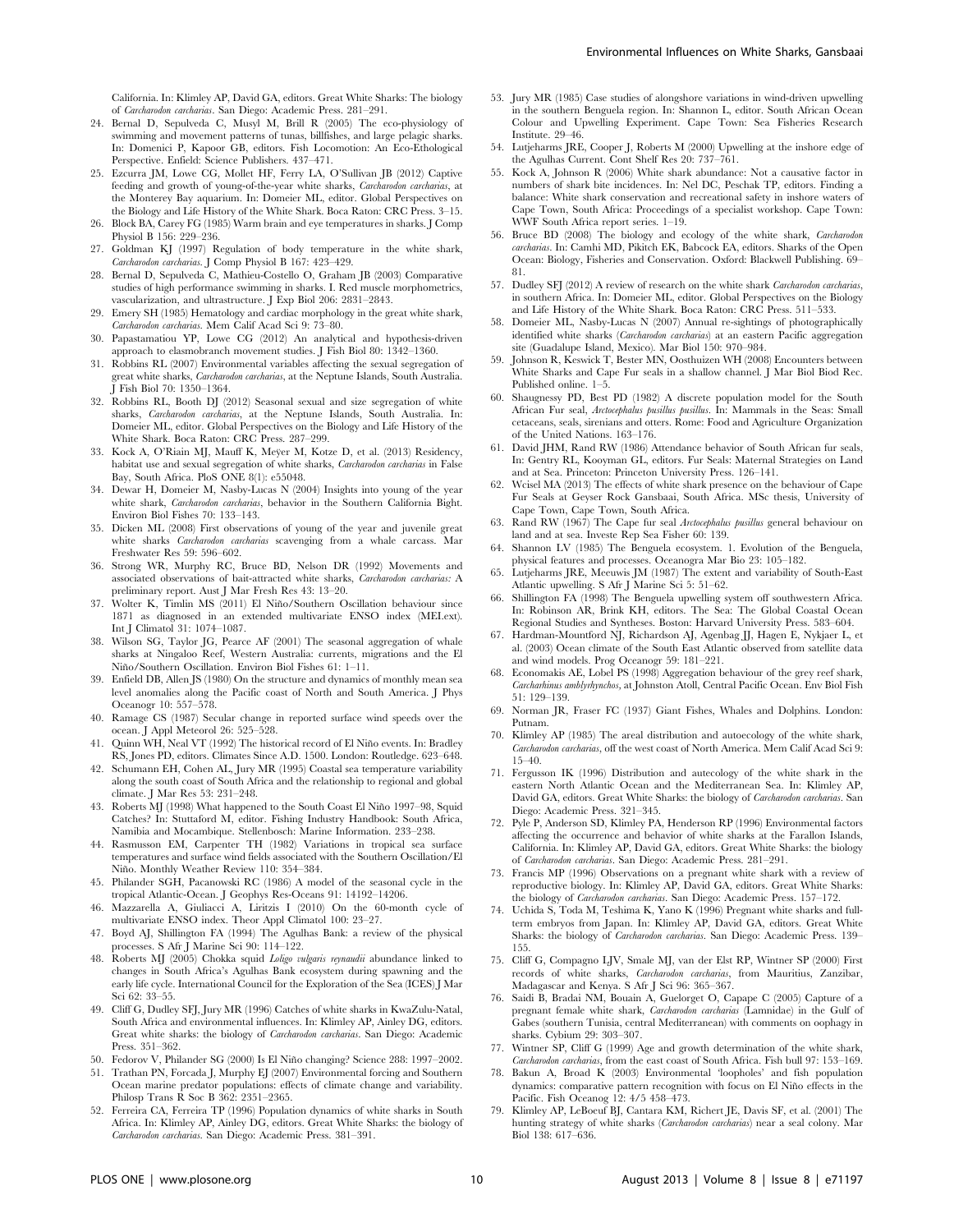California. In: Klimley AP, David GA, editors. Great White Sharks: The biology of *Carcharodon carcharias*. San Diego: Academic Press. 281–291.

24. Bernal D, Sepulveda C, Musyl M, Brill R (2005) The eco-physiology of swimming and movement patterns of tunas, billfishes, and large pelagic sharks. In: Domenici P, Kapoor GB, editors. Fish Locomotion: An Eco-Ethological Perspective. Enfield: Science Publishers. 437–471.
25. Ezcurra JM, Lowe CG, Mollet HF, Ferry LA, O'Sullivan JB (2012) Captive feeding and growth of young-of-the-year white sharks, *Carcharodon carcharias*, at the Monterey Bay aquarium. In: Domeier ML, editor. Global Perspectives on the Biology and Life History of the White Shark. Boca Raton: CRC Press. 3–15.
26. Block BA, Carey FG (1985) Warm brain and eye temperatures in sharks. J Comp Physiol B 156: 229–236.
27. Goldman KJ (1997) Regulation of body temperature in the white shark, *Carcharodon carcharias*. J Comp Physiol B 167: 423–429.
28. Bernal D, Sepulveda C, Mathieu-Costello O, Graham JB (2003) Comparative studies of high performance swimming in sharks. I. Red muscle morphometrics, vascularization, and ultrastructure. J Exp Biol 206: 2831–2843.
29. Emery SH (1985) Hematology and cardiac morphology in the great white shark, *Carcharodon carcharias*. Mem Calif Acad Sci 9: 73–80.
30. Papastamatiou YP, Lowe CG (2012) An analytical and hypothesis-driven approach to elasmobranch movement studies. J Fish Biol 80: 1342–1360.
31. Robbins RL (2007) Environmental variables affecting the sexual segregation of great white sharks, *Carcharodon carcharias*, at the Neptune Islands, South Australia. J Fish Biol 70: 1350–1364.
32. Robbins RL, Booth DJ (2012) Seasonal sexual and size segregation of white sharks, *Carcharodon carcharias*, at the Neptune Islands, South Australia. In: Domeier ML, editor. Global Perspectives on the Biology and Life History of the White Shark. Boca Raton: CRC Press. 287–299.
33. Kock A, O'Riain MJ, Mauff K, Meÿer M, Kotze D, et al. (2013) Residency, habitat use and sexual segregation of white sharks, *Carcharodon carcharias* in False Bay, South Africa. PloS ONE 8(1): e55048.
34. Dewar H, Domeier M, Nasby-Lucas N (2004) Insights into young of the year white shark, *Carcharodon carcharias*, behavior in the Southern California Bight. Environ Biol Fishes 70: 133–143.
35. Dicken ML (2008) First observations of young of the year and juvenile great white sharks *Carcharodon carcharias* scavenging from a whale carcass. Mar Freshwater Res 59: 596–602.
36. Strong WR, Murphy RC, Bruce BD, Nelson DR (1992) Movements and associated observations of bait-attracted white sharks, *Carcharodon carcharias:* A preliminary report. Aust J Mar Fresh Res 43: 13–20.
37. Wolter K, Timlin MS (2011) El Niño/Southern Oscillation behaviour since 1871 as diagnosed in an extended multivariate ENSO index (MEI.ext). Int J Climatol 31: 1074–1087.
38. Wilson SG, Taylor JG, Pearce AF (2001) The seasonal aggregation of whale sharks at Ningaloo Reef, Western Australia: currents, migrations and the El Niño/Southern Oscillation. Environ Biol Fishes 61: 1–11.
39. Enfield DB, Allen JS (1980) On the structure and dynamics of monthly mean sea level anomalies along the Pacific coast of North and South America. J Phys Oceanogr 10: 557–578.
40. Ramage CS (1987) Secular change in reported surface wind speeds over the ocean. J Appl Meteorol 26: 525–528.
41. Quinn WH, Neal VT (1992) The historical record of El Niño events. In: Bradley RS, Jones PD, editors. Climates Since A.D. 1500. London: Routledge. 623–648.
42. Schumann EH, Cohen AL, Jury MR (1995) Coastal sea temperature variability along the south coast of South Africa and the relationship to regional and global climate. J Mar Res 53: 231–248.
43. Roberts MJ (1998) What happened to the South Coast El Niño 1997–98, Squid Catches? In: Stuttaford M, editor. Fishing Industry Handbook: South Africa, Namibia and Mocambique. Stellenbosch: Marine Information. 233–238.
44. Rasmusson EM, Carpenter TH (1982) Variations in tropical sea surface temperatures and surface wind fields associated with the Southern Oscillation/El Niño. Monthly Weather Review 110: 354–384.
45. Philander SGH, Pacanowski RC (1986) A model of the seasonal cycle in the tropical Atlantic-Ocean. J Geophys Res-Oceans 91: 14192–14206.
46. Mazzarella A, Giuliacci A, Liritzis I (2010) On the 60-month cycle of multivariate ENSO index. Theor Appl Climatol 100: 23–27.
47. Boyd AJ, Shillington FA (1994) The Agulhas Bank: a review of the physical processes. S Afr J Marine Sci 90: 114–122.
48. Roberts MJ (2005) Chokka squid *Loligo vulgaris reynaudii* abundance linked to changes in South Africa's Agulhas Bank ecosystem during spawning and the early life cycle. International Council for the Exploration of the Sea (ICES) J Mar Sci 62: 33–55.
49. Cliff G, Dudley SFJ, Jury MR (1996) Catches of white sharks in KwaZulu-Natal, South Africa and environmental influences. In: Klimley AP, Ainley DG, editors. Great white sharks: the biology of *Carcharodon carcharias*. San Diego: Academic Press. 351–362.
50. Fedorov V, Philander SG (2000) Is El Niño changing? Science 288: 1997–2002.
51. Trathan PN, Forcada J, Murphy EJ (2007) Environmental forcing and Southern Ocean marine predator populations: effects of climate change and variability. Philosp Trans R Soc B 362: 2351–2365.
52. Ferreira CA, Ferreira TP (1996) Population dynamics of white sharks in South Africa. In: Klimley AP, Ainley DG, editors. Great White Sharks: the biology of *Carcharodon carcharias*. San Diego: Academic Press. 381–391.
53. Jury MR (1985) Case studies of alongshore variations in wind-driven upwelling in the southern Benguela region. In: Shannon L, editor. South African Ocean Colour and Upwelling Experiment. Cape Town: Sea Fisheries Research Institute. 29–46.
54. Lutjeharms JRE, Cooper J, Roberts M (2000) Upwelling at the inshore edge of the Agulhas Current. Cont Shelf Res 20: 737–761.
55. Kock A, Johnson R (2006) White shark abundance: Not a causative factor in numbers of shark bite incidences. In: Nel DC, Peschak TP, editors. Finding a balance: White shark conservation and recreational safety in inshore waters of Cape Town, South Africa: Proceedings of a specialist workshop. Cape Town: WWF South Africa report series. 1–19.
56. Bruce BD (2008) The biology and ecology of the white shark, *Carcharodon carcharias*. In: Camhi MD, Pikitch EK, Babcock EA, editors. Sharks of the Open Ocean: Biology, Fisheries and Conservation. Oxford: Blackwell Publishing. 69–81.
57. Dudley SFJ (2012) A review of research on the white shark *Carcharodon carcharias*, in southern Africa. In: Domeier ML, editor. Global Perspectives on the Biology and Life History of the White Shark. Boca Raton: CRC Press. 511–533.
58. Domeier ML, Nasby-Lucas N (2007) Annual re-sightings of photographically identified white sharks (*Carcharodon carcharias*) at an eastern Pacific aggregation site (Guadalupe Island, Mexico). Mar Biol 150: 970–984.
59. Johnson R, Keswick T, Bester MN, Oosthuizen WH (2008) Encounters between White Sharks and Cape Fur seals in a shallow channel. J Mar Biol Biod Rec. Published online. 1–5.
60. Shaughnessy PD, Best PD (1982) A discrete population model for the South African Fur seal, *Arctocephalus pusillus pusillus*. In: Mammals in the Seas: Small cetaceans, seals, sirenians and otters. Rome: Food and Agriculture Organization of the United Nations. 163–176.
61. David JHM, Rand RW (1986) Attendance behavior of South African fur seals, In: Gentry RL, Kooyman GL, editors. Fur Seals: Maternal Strategies on Land and at Sea. Princeton: Princeton University Press. 126–141.
62. Wcisel MA (2013) The effects of white shark presence on the behaviour of Cape Fur Seals at Geyser Rock Gansbaai, South Africa. MSc thesis, University of Cape Town, Cape Town, South Africa.
63. Rand RW (1967) The Cape fur seal *Arctocephalus pusillus* general behaviour on land and at sea. Investe Rep Sea Fisher 60: 139.
64. Shannon LV (1985) The Benguela ecosystem. 1. Evolution of the Benguela, physical features and processes. Oceanogra Mar Bio 23: 105–182.
65. Lutjeharms JRE, Meeuwis JM (1987) The extent and variability of South-East Atlantic upwelling. S Afr J Marine Sci 5: 51–62.
66. Shillington FA (1998) The Benguela upwelling system off southwestern Africa. In: Robinson AR, Brink KH, editors. The Sea: The Global Coastal Ocean Regional Studies and Syntheses. Boston: Harvard University Press. 583–604.
67. Hardman-Mountford NJ, Richardson AJ, Agenbag JJ, Hagen E, Nykjaer L, et al. (2003) Ocean climate of the South East Atlantic observed from satellite data and wind models. Prog Oceanogr 59: 181–221.
68. Economakis AE, Lobel PS (1998) Aggregation behaviour of the grey reef shark, *Carcharhinus amblyrhynchos*, at Johnston Atoll, Central Pacific Ocean. Env Biol Fish 51: 129–139.
69. Norman JR, Fraser FC (1937) Giant Fishes, Whales and Dolphins. London: Putnam.
70. Klimley AP (1985) The areal distribution and autoecology of the white shark, *Carcharodon carcharias*, off the west coast of North America. Mem Calif Acad Sci 9: 15–40.
71. Fergusson IK (1996) Distribution and autecology of the white shark in the eastern North Atlantic Ocean and the Mediterranean Sea. In: Klimley AP, David GA, editors. Great White Sharks: the biology of *Carcharodon carcharias*. San Diego: Academic Press. 321–345.
72. Pyle P, Anderson SD, Klimley PA, Henderson RP (1996) Environmental factors affecting the occurrence and behavior of white sharks at the Farallon Islands, California. In: Klimley AP, David GA, editors. Great White Sharks: the biology of *Carcharodon carcharias*. San Diego: Academic Press. 281–291.
73. Francis MP (1996) Observations on a pregnant white shark with a review of reproductive biology. In: Klimley AP, David GA, editors. Great White Sharks: the biology of *Carcharodon carcharias*. San Diego: Academic Press. 157–172.
74. Uchida S, Toda M, Teshima K, Yano K (1996) Pregnant white sharks and full-term embryos from Japan. In: Klimley AP, David GA, editors. Great White Sharks: the biology of *Carcharodon carcharias*. San Diego: Academic Press. 139–155.
75. Cliff G, Compagno LJV, Smale MJ, van der Elst RP, Wintner SP (2000) First records of white sharks, *Carcharodon carcharias*, from Mauritius, Zanzibar, Madagascar and Kenya. S Afr J Sci 96: 365–367.
76. Saidi B, Bradai NM, Bouain A, Guelorget O, Capape C (2005) Capture of a pregnant female white shark, *Carcharodon carcharias* (Lamnidae) in the Gulf of Gabes (southern Tunisia, central Mediterranean) with comments on oophagy in sharks. Cybium 29: 303–307.
77. Wintner SP, Cliff G (1999) Age and growth determination of the white shark, *Carcharodon carcharias*, from the east coast of South Africa. Fish bull 97: 153–169.
78. Bakun A, Broad K (2003) Environmental 'loopholes' and fish population dynamics: comparative pattern recognition with focus on El Niño effects in the Pacific. Fish Oceanog 12: 4/5 458–473.
79. Klimley AP, LeBoeuf BJ, Cantara KM, Richert JE, Davis SF, et al. (2001) The hunting strategy of white sharks (*Carcharodon carcharias*) near a seal colony. Mar Biol 138: 617–636.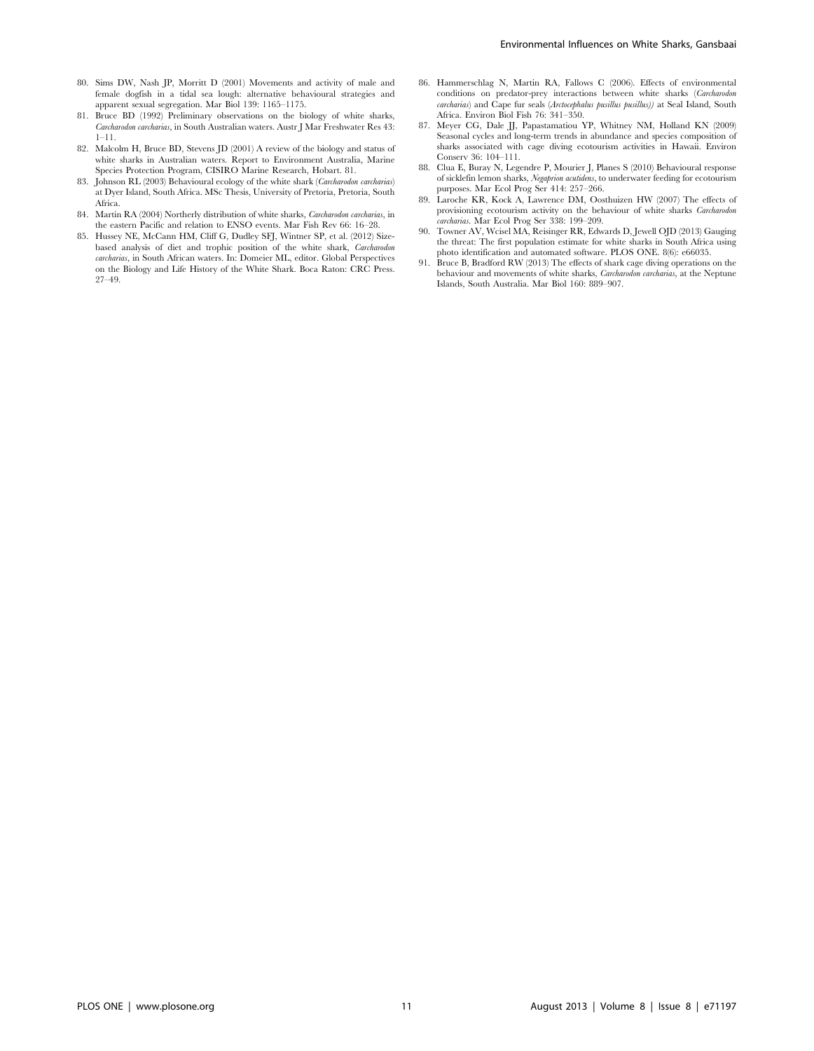80. Sims DW, Nash JP, Morritt D (2001) Movements and activity of male and female dogfish in a tidal sea lough: alternative behavioural strategies and apparent sexual segregation. Mar Biol 139: 1165–1175.
81. Bruce BD (1992) Preliminary observations on the biology of white sharks, *Carcharodon carcharias*, in South Australian waters. Austr J Mar Freshwater Res 43: 1–11.
82. Malcolm H, Bruce BD, Stevens JD (2001) A review of the biology and status of white sharks in Australian waters. Report to Environment Australia, Marine Species Protection Program, CISIRO Marine Research, Hobart. 81.
83. Johnson RL (2003) Behavioural ecology of the white shark (*Carcharodon carcharias*) at Dyer Island, South Africa. MSc Thesis, University of Pretoria, Pretoria, South Africa.
84. Martin RA (2004) Northerly distribution of white sharks, *Carcharodon carcharias*, in the eastern Pacific and relation to ENSO events. Mar Fish Rev 66: 16–28.
85. Hussey NE, McCann HM, Cliff G, Dudley SFJ, Wintner SP, et al. (2012) Size-based analysis of diet and trophic position of the white shark, *Carcharodon carcharias*, in South African waters. In: Domeier ML, editor. Global Perspectives on the Biology and Life History of the White Shark. Boca Raton: CRC Press. 27–49.
86. Hammerschlag N, Martin RA, Fallows C (2006). Effects of environmental conditions on predator-prey interactions between white sharks (*Carcharodon carcharias*) and Cape fur seals (*Arctocephalus pusillus pusillus)*) at Seal Island, South Africa. Environ Biol Fish 76: 341–350.
87. Meyer CG, Dale JJ, Papastamatiou YP, Whitney NM, Holland KN (2009) Seasonal cycles and long-term trends in abundance and species composition of sharks associated with cage diving ecotourism activities in Hawaii. Environ Conserv 36: 104–111.
88. Clua E, Buray N, Legendre P, Mourier J, Planes S (2010) Behavioural response of sicklefin lemon sharks, *Negaprion acutidens*, to underwater feeding for ecotourism purposes. Mar Ecol Prog Ser 414: 257–266.
89. Laroche KR, Kock A, Lawrence DM, Oosthuizen HW (2007) The effects of provisioning ecotourism activity on the behaviour of white sharks *Carcharodon carcharias*. Mar Ecol Prog Ser 338: 199–209.
90. Towner AV, Wcisel MA, Reisinger RR, Edwards D, Jewell OJD (2013) Gauging the threat: The first population estimate for white sharks in South Africa using photo identification and automated software. PLOS ONE. 8(6): e66035.
91. Bruce B, Bradford RW (2013) The effects of shark cage diving operations on the behaviour and movements of white sharks, *Carcharodon carcharias*, at the Neptune Islands, South Australia. Mar Biol 160: 889–907.